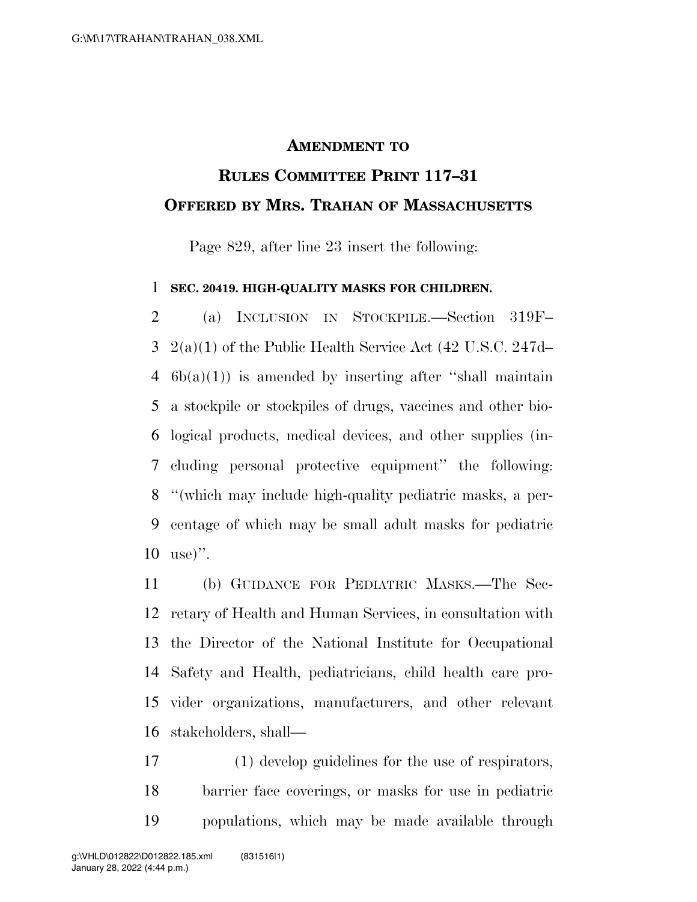**AMENDMENT TO**

**RULES COMMITTEE PRINT 117–31**

**OFFERED BY MRS. TRAHAN OF MASSACHUSETTS**

Page 829, after line 23 insert the following:

**SEC. 20419. HIGH-QUALITY MASKS FOR CHILDREN.**

(a) INCLUSION IN STOCKPILE.—Section 319F–2(a)(1) of the Public Health Service Act (42 U.S.C. 247d–6b(a)(1)) is amended by inserting after "shall maintain a stockpile or stockpiles of drugs, vaccines and other biological products, medical devices, and other supplies (including personal protective equipment" the following: "(which may include high-quality pediatric masks, a percentage of which may be small adult masks for pediatric use)".

(b) GUIDANCE FOR PEDIATRIC MASKS.—The Secretary of Health and Human Services, in consultation with the Director of the National Institute for Occupational Safety and Health, pediatricians, child health care provider organizations, manufacturers, and other relevant stakeholders, shall—

(1) develop guidelines for the use of respirators, barrier face coverings, or masks for use in pediatric populations, which may be made available through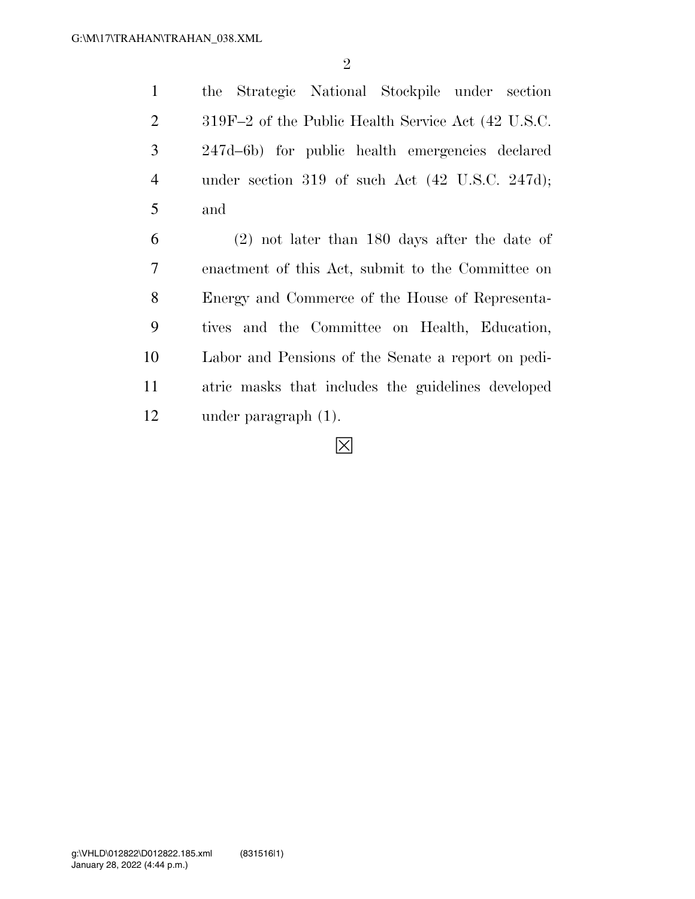the Strategic National Stockpile under section 319F–2 of the Public Health Service Act (42 U.S.C. 247d–6b) for public health emergencies declared under section 319 of such Act (42 U.S.C. 247d); and

(2) not later than 180 days after the date of enactment of this Act, submit to the Committee on Energy and Commerce of the House of Representatives and the Committee on Health, Education, Labor and Pensions of the Senate a report on pediatric masks that includes the guidelines developed under paragraph (1).